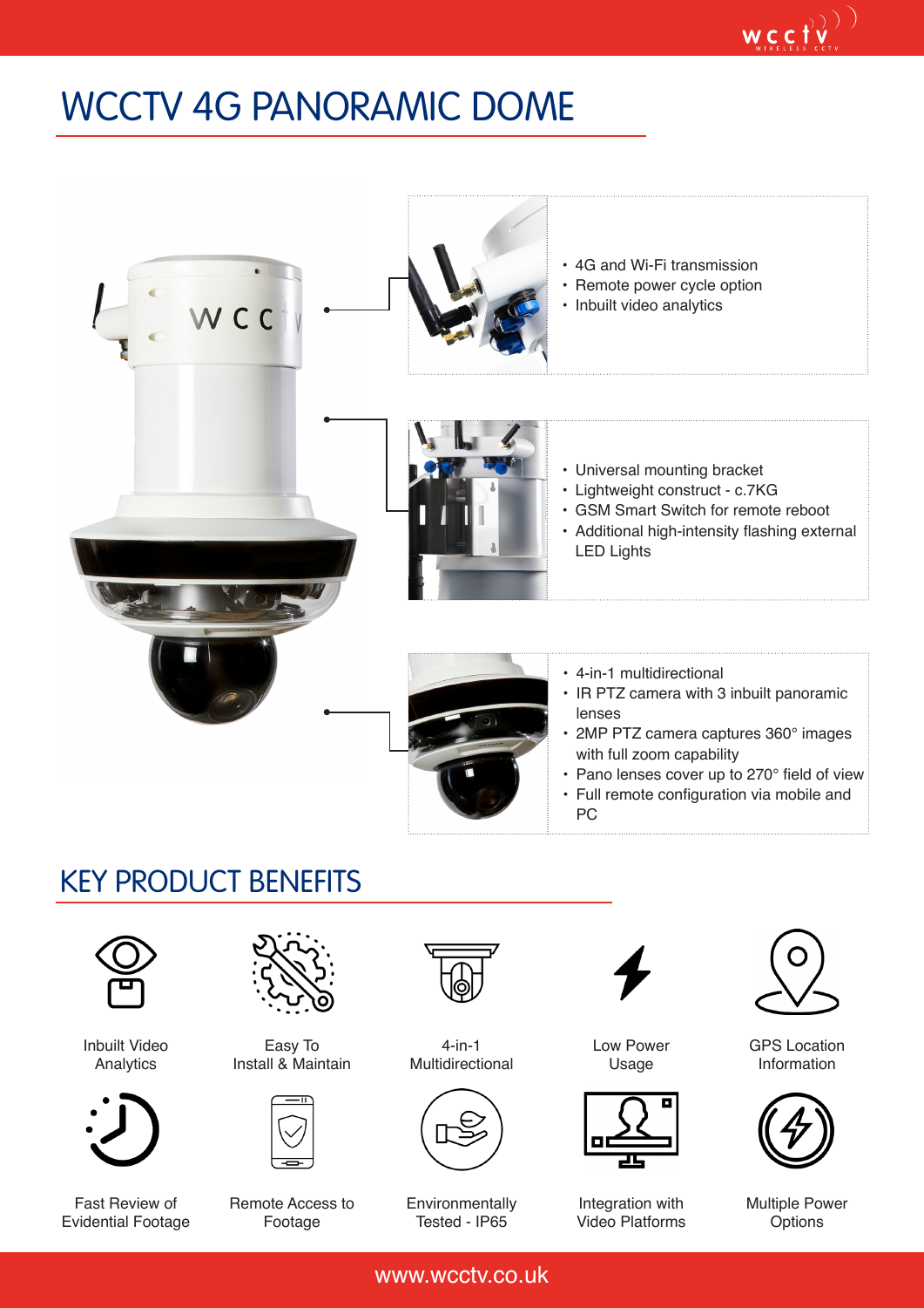# WCCTV 4G PANORAMIC DOME

- 4G and Wi-Fi transmission
- Remote power cycle option
- Inbuilt video analytics

- Universal mounting bracket
- Lightweight construct - c.7KG
- GSM Smart Switch for remote reboot
- Additional high-intensity flashing external LED Lights

- 4-in-1 multidirectional
- IR PTZ camera with 3 inbuilt panoramic lenses
- 2MP PTZ camera captures 360° images with full zoom capability
- Pano lenses cover up to 270° field of view
- Full remote configuration via mobile and PC

## KEY PRODUCT BENEFITS

- Inbuilt Video Analytics
- Easy To Install & Maintain
- 4-in-1 Multidirectional
- Low Power Usage
- GPS Location Information
- Fast Review of Evidential Footage
- Remote Access to Footage
- Environmentally Tested - IP65
- Integration with Video Platforms
- Multiple Power Options

www.wcctv.co.uk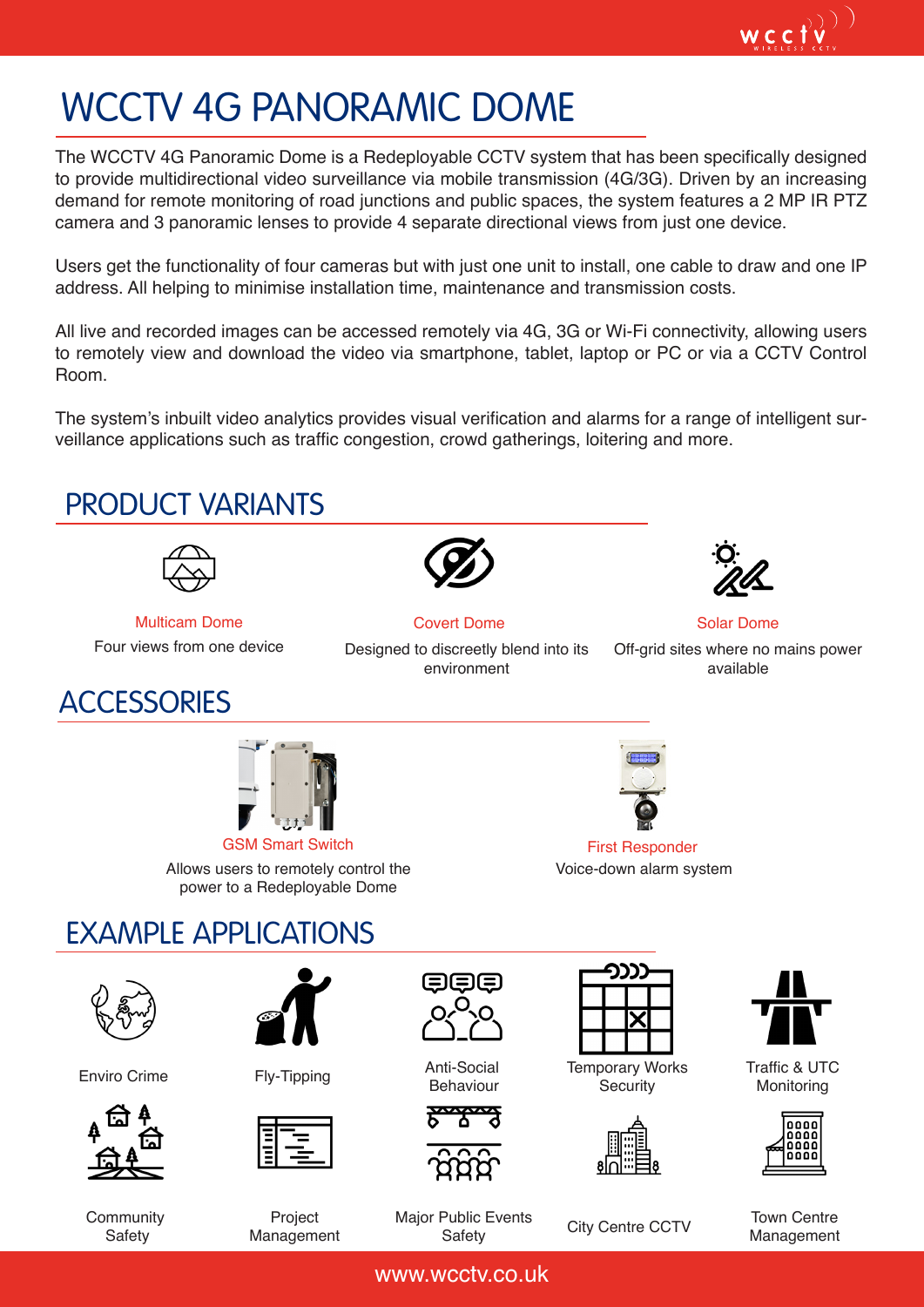# WCCTV 4G PANORAMIC DOME

The WCCTV 4G Panoramic Dome is a Redeployable CCTV system that has been specifically designed to provide multidirectional video surveillance via mobile transmission (4G/3G). Driven by an increasing demand for remote monitoring of road junctions and public spaces, the system features a 2 MP IR PTZ camera and 3 panoramic lenses to provide 4 separate directional views from just one device.

Users get the functionality of four cameras but with just one unit to install, one cable to draw and one IP address. All helping to minimise installation time, maintenance and transmission costs.

All live and recorded images can be accessed remotely via 4G, 3G or Wi-Fi connectivity, allowing users to remotely view and download the video via smartphone, tablet, laptop or PC or via a CCTV Control Room.

The system's inbuilt video analytics provides visual verification and alarms for a range of intelligent surveillance applications such as traffic congestion, crowd gatherings, loitering and more.

## PRODUCT VARIANTS

**Multicam Dome**
Four views from one device

**Covert Dome**
Designed to discreetly blend into its environment

**Solar Dome**
Off-grid sites where no mains power available

## ACCESSORIES

**GSM Smart Switch**
Allows users to remotely control the power to a Redeployable Dome

**First Responder**
Voice-down alarm system

## EXAMPLE APPLICATIONS

- Enviro Crime
- Fly-Tipping
- Anti-Social Behaviour
- Temporary Works Security
- Traffic & UTC Monitoring
- Community Safety
- Project Management
- Major Public Events Safety
- City Centre CCTV
- Town Centre Management

www.wcctv.co.uk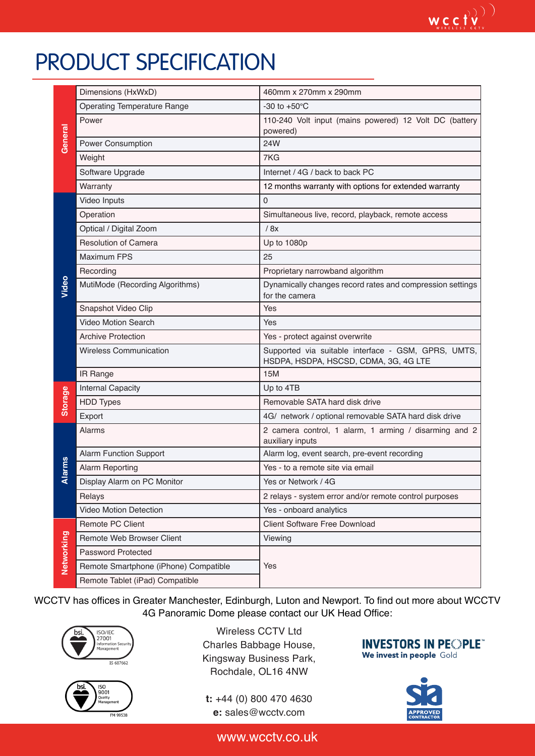# PRODUCT SPECIFICATION

| | | |
|---|---|---|
| General | Dimensions (HxWxD) | 460mm x 270mm x 290mm |
| | Operating Temperature Range | -30 to +50°C |
| | Power | 110-240 Volt input (mains powered) 12 Volt DC (battery powered) |
| | Power Consumption | 24W |
| | Weight | 7KG |
| | Software Upgrade | Internet / 4G / back to back PC |
| | Warranty | 12 months warranty with options for extended warranty |
| Video | Video Inputs | 0 |
| | Operation | Simultaneous live, record, playback, remote access |
| | Optical / Digital Zoom | / 8x |
| | Resolution of Camera | Up to 1080p |
| | Maximum FPS | 25 |
| | Recording | Proprietary narrowband algorithm |
| | MutiMode (Recording Algorithms) | Dynamically changes record rates and compression settings for the camera |
| | Snapshot Video Clip | Yes |
| | Video Motion Search | Yes |
| | Archive Protection | Yes - protect against overwrite |
| | Wireless Communication | Supported via suitable interface - GSM, GPRS, UMTS, HSDPA, HSDPA, HSCSD, CDMA, 3G, 4G LTE |
| | IR Range | 15M |
| Storage | Internal Capacity | Up to 4TB |
| | HDD Types | Removable SATA hard disk drive |
| | Export | 4G/ network / optional removable SATA hard disk drive |
| Alarms | Alarms | 2 camera control, 1 alarm, 1 arming / disarming and 2 auxiliary inputs |
| | Alarm Function Support | Alarm log, event search, pre-event recording |
| | Alarm Reporting | Yes - to a remote site via email |
| | Display Alarm on PC Monitor | Yes or Network / 4G |
| | Relays | 2 relays - system error and/or remote control purposes |
| | Video Motion Detection | Yes - onboard analytics |
| Networking | Remote PC Client | Client Software Free Download |
| | Remote Web Browser Client | Viewing |
| | Password Protected | Yes |
| | Remote Smartphone (iPhone) Compatible | Yes |
| | Remote Tablet (iPad) Compatible | Yes |

WCCTV has offices in Greater Manchester, Edinburgh, Luton and Newport. To find out more about WCCTV 4G Panoramic Dome please contact our UK Head Office:

Wireless CCTV Ltd
Charles Babbage House,
Kingsway Business Park,
Rochdale, OL16 4NW

**t:** +44 (0) 800 470 4630
**e:** sales@wcctv.com

ISO/IEC 27001 Information Security Management — IS 687662

ISO 9001 Quality Management — FM 99538

INVESTORS IN PEOPLE™ We invest in people Gold

SIA APPROVED CONTRACTOR

www.wcctv.co.uk